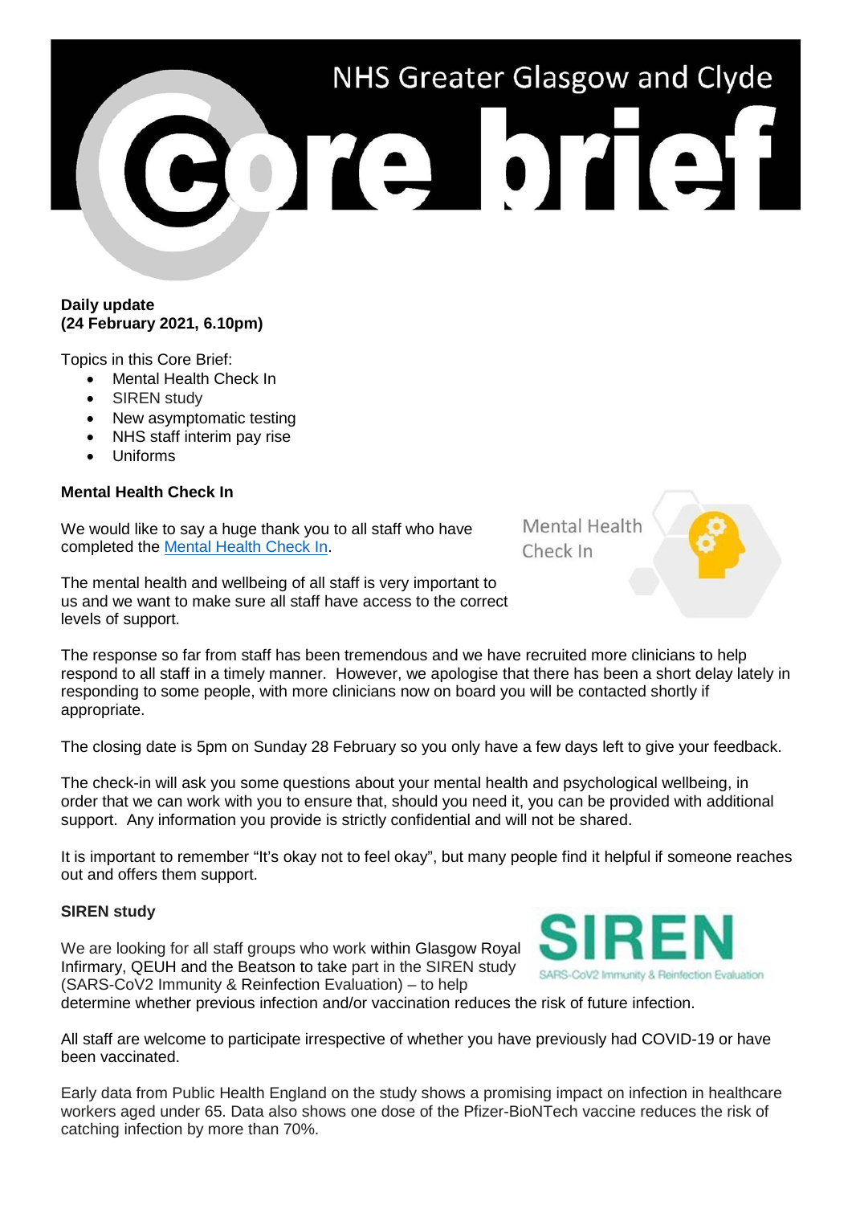# NHS Greater Glasgow and Clyde Core brief

**Daily update**
**(24 February 2021, 6.10pm)**

Topics in this Core Brief:

- Mental Health Check In
- SIREN study
- New asymptomatic testing
- NHS staff interim pay rise
- Uniforms

**Mental Health Check In**

We would like to say a huge thank you to all staff who have completed the Mental Health Check In.

The mental health and wellbeing of all staff is very important to us and we want to make sure all staff have access to the correct levels of support.

The response so far from staff has been tremendous and we have recruited more clinicians to help respond to all staff in a timely manner. However, we apologise that there has been a short delay lately in responding to some people, with more clinicians now on board you will be contacted shortly if appropriate.

The closing date is 5pm on Sunday 28 February so you only have a few days left to give your feedback.

The check-in will ask you some questions about your mental health and psychological wellbeing, in order that we can work with you to ensure that, should you need it, you can be provided with additional support. Any information you provide is strictly confidential and will not be shared.

It is important to remember "It's okay not to feel okay", but many people find it helpful if someone reaches out and offers them support.

**SIREN study**

We are looking for all staff groups who work within Glasgow Royal Infirmary, QEUH and the Beatson to take part in the SIREN study (SARS-CoV2 Immunity & Reinfection Evaluation) – to help determine whether previous infection and/or vaccination reduces the risk of future infection.

All staff are welcome to participate irrespective of whether you have previously had COVID-19 or have been vaccinated.

Early data from Public Health England on the study shows a promising impact on infection in healthcare workers aged under 65. Data also shows one dose of the Pfizer-BioNTech vaccine reduces the risk of catching infection by more than 70%.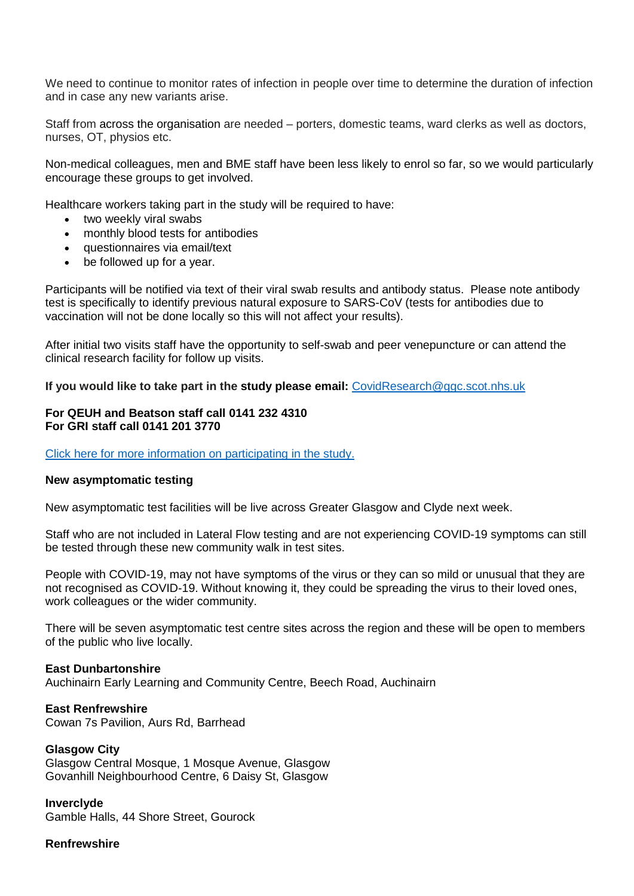We need to continue to monitor rates of infection in people over time to determine the duration of infection and in case any new variants arise.

Staff from across the organisation are needed – porters, domestic teams, ward clerks as well as doctors, nurses, OT, physios etc.

Non-medical colleagues, men and BME staff have been less likely to enrol so far, so we would particularly encourage these groups to get involved.

Healthcare workers taking part in the study will be required to have:

- two weekly viral swabs
- monthly blood tests for antibodies
- questionnaires via email/text
- be followed up for a year.

Participants will be notified via text of their viral swab results and antibody status. Please note antibody test is specifically to identify previous natural exposure to SARS-CoV (tests for antibodies due to vaccination will not be done locally so this will not affect your results).

After initial two visits staff have the opportunity to self-swab and peer venepuncture or can attend the clinical research facility for follow up visits.

**If you would like to take part in the study please email:** CovidResearch@ggc.scot.nhs.uk

**For QEUH and Beatson staff call 0141 232 4310**
**For GRI staff call 0141 201 3770**

Click here for more information on participating in the study.

**New asymptomatic testing**

New asymptomatic test facilities will be live across Greater Glasgow and Clyde next week.

Staff who are not included in Lateral Flow testing and are not experiencing COVID-19 symptoms can still be tested through these new community walk in test sites.

People with COVID-19, may not have symptoms of the virus or they can so mild or unusual that they are not recognised as COVID-19. Without knowing it, they could be spreading the virus to their loved ones, work colleagues or the wider community.

There will be seven asymptomatic test centre sites across the region and these will be open to members of the public who live locally.

**East Dunbartonshire**
Auchinairn Early Learning and Community Centre, Beech Road, Auchinairn

**East Renfrewshire**
Cowan 7s Pavilion, Aurs Rd, Barrhead

**Glasgow City**
Glasgow Central Mosque, 1 Mosque Avenue, Glasgow
Govanhill Neighbourhood Centre, 6 Daisy St, Glasgow

**Inverclyde**
Gamble Halls, 44 Shore Street, Gourock

**Renfrewshire**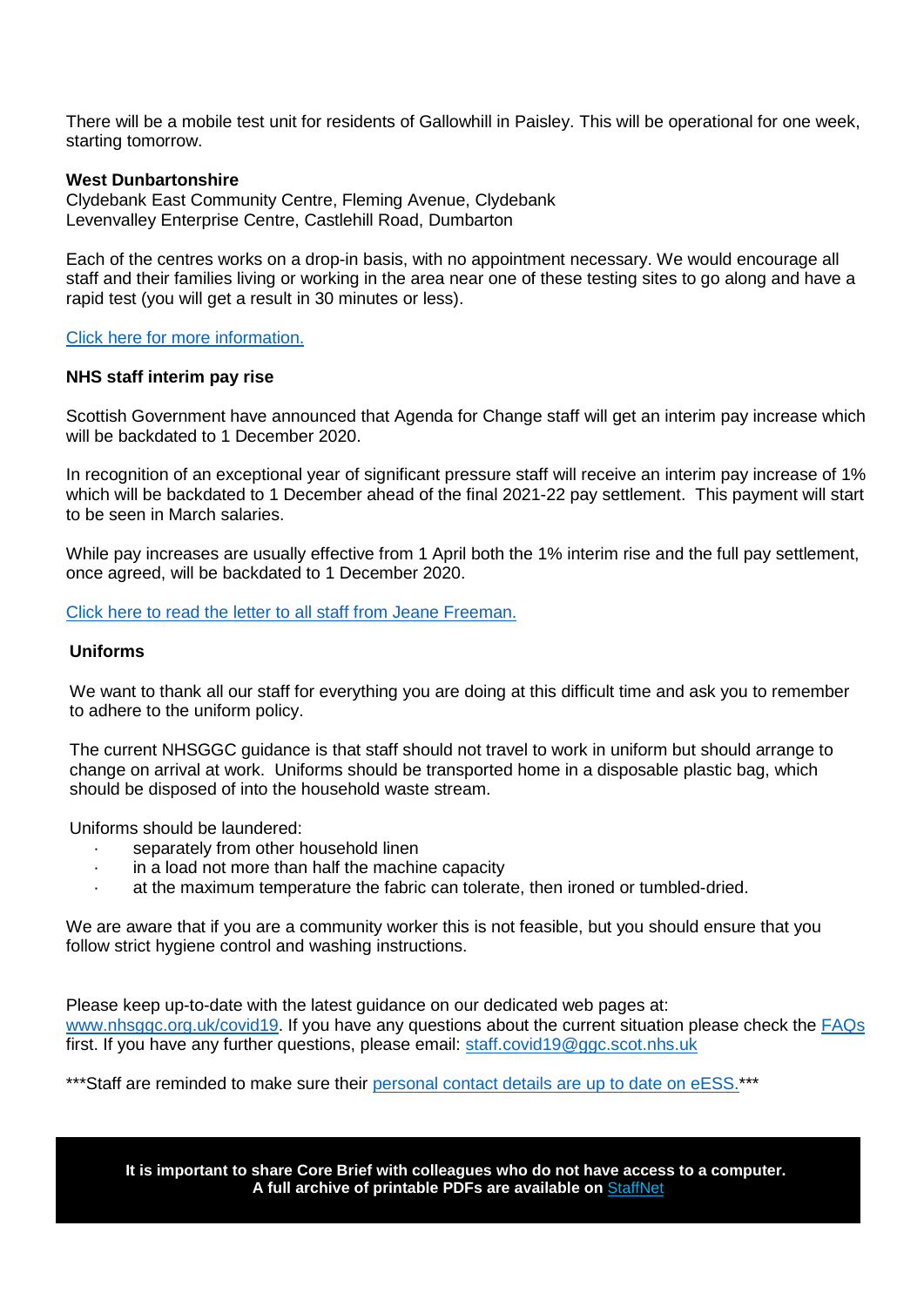There will be a mobile test unit for residents of Gallowhill in Paisley. This will be operational for one week, starting tomorrow.

**West Dunbartonshire**
Clydebank East Community Centre, Fleming Avenue, Clydebank
Levenvalley Enterprise Centre, Castlehill Road, Dumbarton

Each of the centres works on a drop-in basis, with no appointment necessary. We would encourage all staff and their families living or working in the area near one of these testing sites to go along and have a rapid test (you will get a result in 30 minutes or less).

Click here for more information.

### NHS staff interim pay rise

Scottish Government have announced that Agenda for Change staff will get an interim pay increase which will be backdated to 1 December 2020.

In recognition of an exceptional year of significant pressure staff will receive an interim pay increase of 1% which will be backdated to 1 December ahead of the final 2021-22 pay settlement. This payment will start to be seen in March salaries.

While pay increases are usually effective from 1 April both the 1% interim rise and the full pay settlement, once agreed, will be backdated to 1 December 2020.

Click here to read the letter to all staff from Jeane Freeman.

### Uniforms

We want to thank all our staff for everything you are doing at this difficult time and ask you to remember to adhere to the uniform policy.

The current NHSGGC guidance is that staff should not travel to work in uniform but should arrange to change on arrival at work. Uniforms should be transported home in a disposable plastic bag, which should be disposed of into the household waste stream.

Uniforms should be laundered:

- separately from other household linen
- in a load not more than half the machine capacity
- at the maximum temperature the fabric can tolerate, then ironed or tumbled-dried.

We are aware that if you are a community worker this is not feasible, but you should ensure that you follow strict hygiene control and washing instructions.

Please keep up-to-date with the latest guidance on our dedicated web pages at: www.nhsggc.org.uk/covid19. If you have any questions about the current situation please check the FAQs first. If you have any further questions, please email: staff.covid19@ggc.scot.nhs.uk

***Staff are reminded to make sure their personal contact details are up to date on eESS.***

**It is important to share Core Brief with colleagues who do not have access to a computer.**
**A full archive of printable PDFs are available on StaffNet**